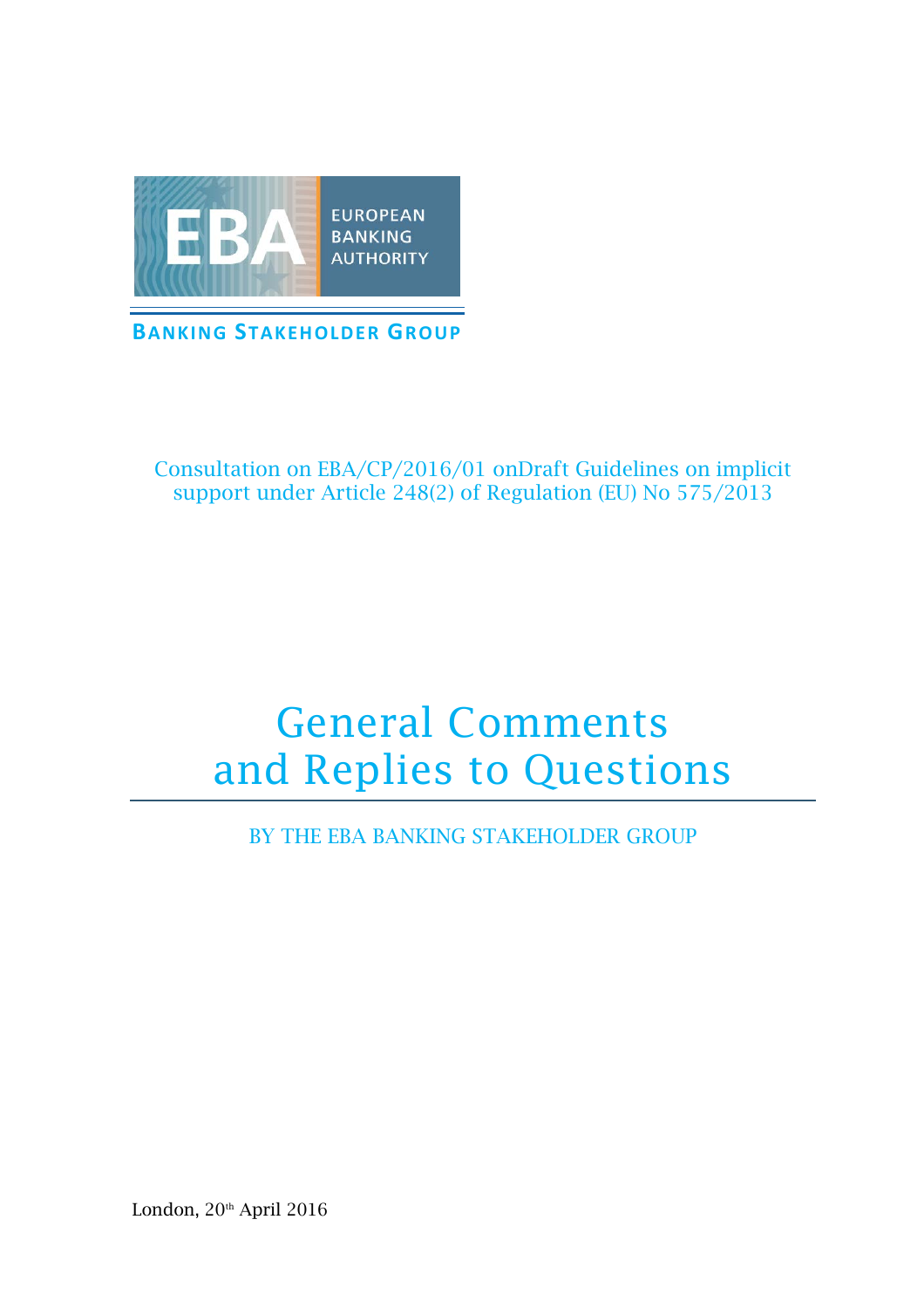EUROPEAN BANKING AUTHORITY

**BANKING STAKEHOLDER GROUP**

Consultation on EBA/CP/2016/01 onDraft Guidelines on implicit support under Article 248(2) of Regulation (EU) No 575/2013

# General Comments and Replies to Questions

BY THE EBA BANKING STAKEHOLDER GROUP

London, 20th April 2016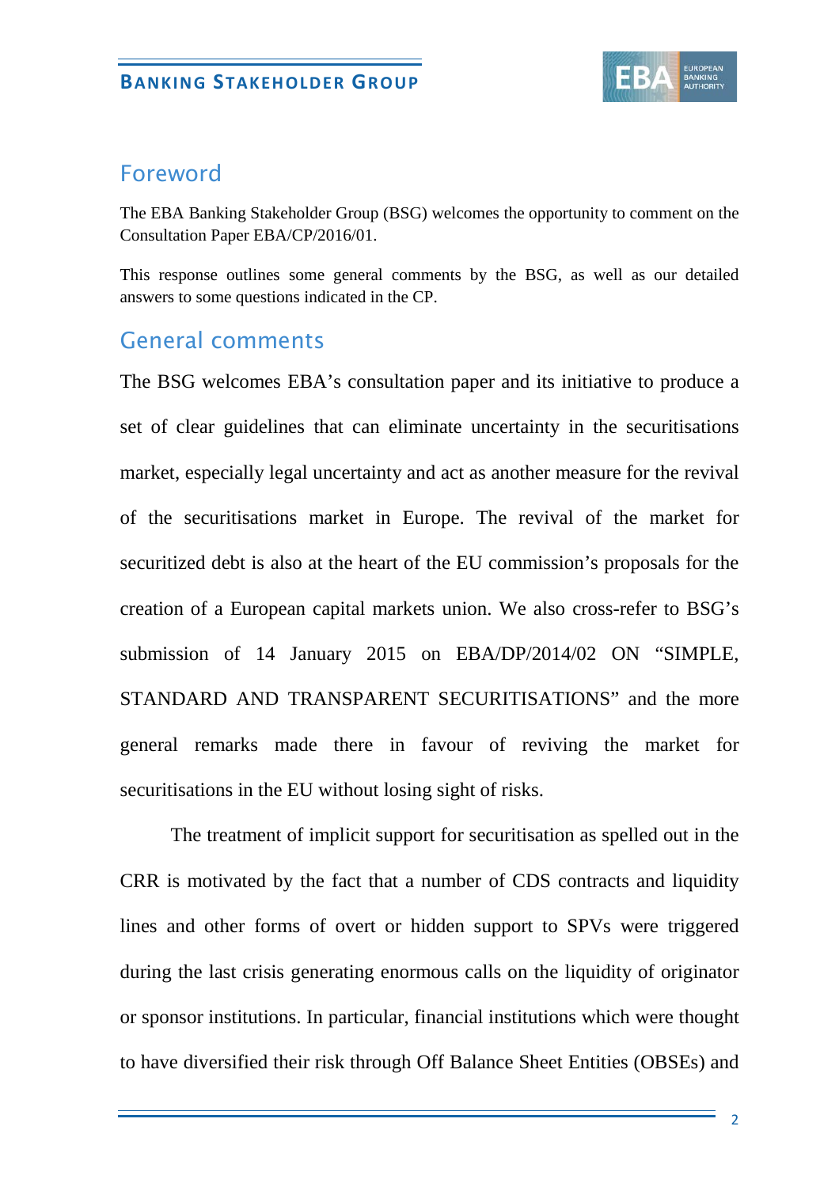## Foreword

The EBA Banking Stakeholder Group (BSG) welcomes the opportunity to comment on the Consultation Paper EBA/CP/2016/01.

This response outlines some general comments by the BSG, as well as our detailed answers to some questions indicated in the CP.

## General comments

The BSG welcomes EBA's consultation paper and its initiative to produce a set of clear guidelines that can eliminate uncertainty in the securitisations market, especially legal uncertainty and act as another measure for the revival of the securitisations market in Europe. The revival of the market for securitized debt is also at the heart of the EU commission's proposals for the creation of a European capital markets union. We also cross-refer to BSG's submission of 14 January 2015 on EBA/DP/2014/02 ON "SIMPLE, STANDARD AND TRANSPARENT SECURITISATIONS" and the more general remarks made there in favour of reviving the market for securitisations in the EU without losing sight of risks.

The treatment of implicit support for securitisation as spelled out in the CRR is motivated by the fact that a number of CDS contracts and liquidity lines and other forms of overt or hidden support to SPVs were triggered during the last crisis generating enormous calls on the liquidity of originator or sponsor institutions. In particular, financial institutions which were thought to have diversified their risk through Off Balance Sheet Entities (OBSEs) and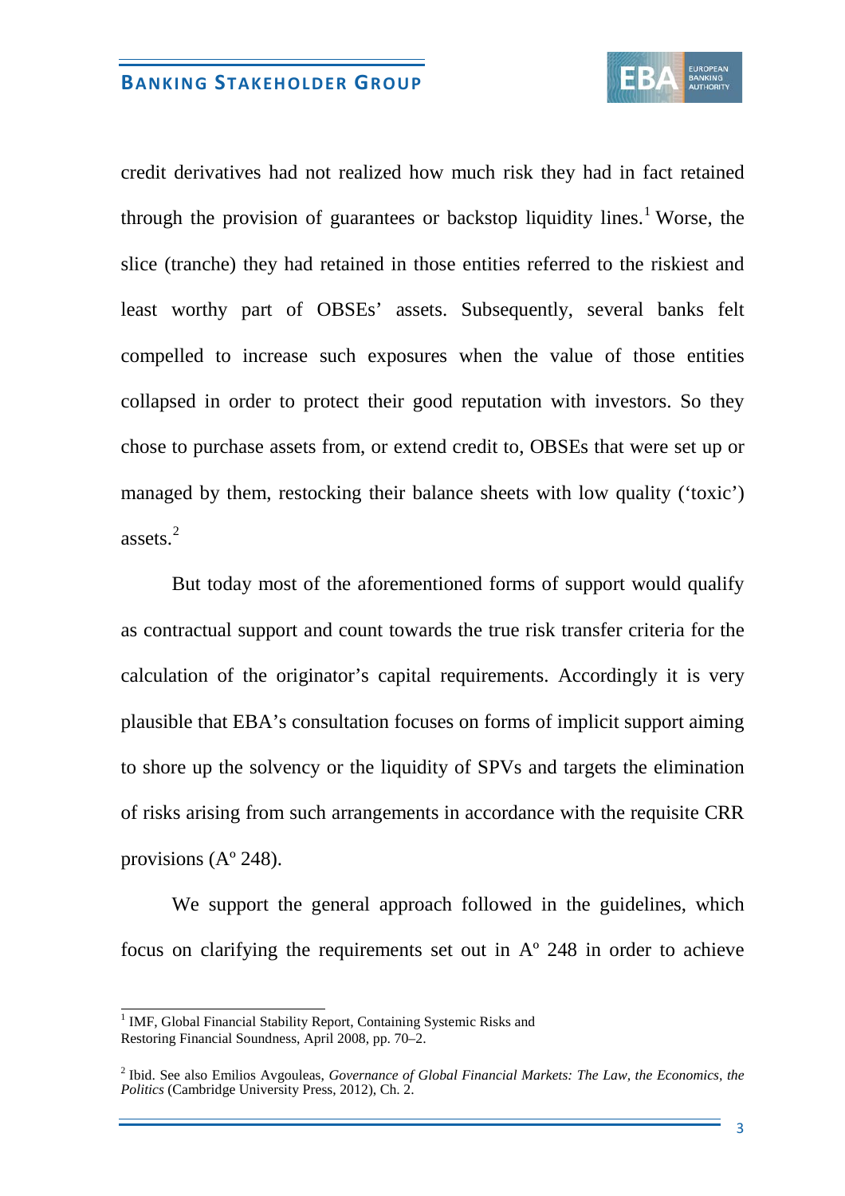credit derivatives had not realized how much risk they had in fact retained through the provision of guarantees or backstop liquidity lines.[1] Worse, the slice (tranche) they had retained in those entities referred to the riskiest and least worthy part of OBSEs' assets. Subsequently, several banks felt compelled to increase such exposures when the value of those entities collapsed in order to protect their good reputation with investors. So they chose to purchase assets from, or extend credit to, OBSEs that were set up or managed by them, restocking their balance sheets with low quality ('toxic') assets.[2]

But today most of the aforementioned forms of support would qualify as contractual support and count towards the true risk transfer criteria for the calculation of the originator's capital requirements. Accordingly it is very plausible that EBA's consultation focuses on forms of implicit support aiming to shore up the solvency or the liquidity of SPVs and targets the elimination of risks arising from such arrangements in accordance with the requisite CRR provisions (Aº 248).

We support the general approach followed in the guidelines, which focus on clarifying the requirements set out in Aº 248 in order to achieve

---

[1] IMF, Global Financial Stability Report, Containing Systemic Risks and Restoring Financial Soundness, April 2008, pp. 70–2.

[2] Ibid. See also Emilios Avgouleas, *Governance of Global Financial Markets: The Law, the Economics, the Politics* (Cambridge University Press, 2012), Ch. 2.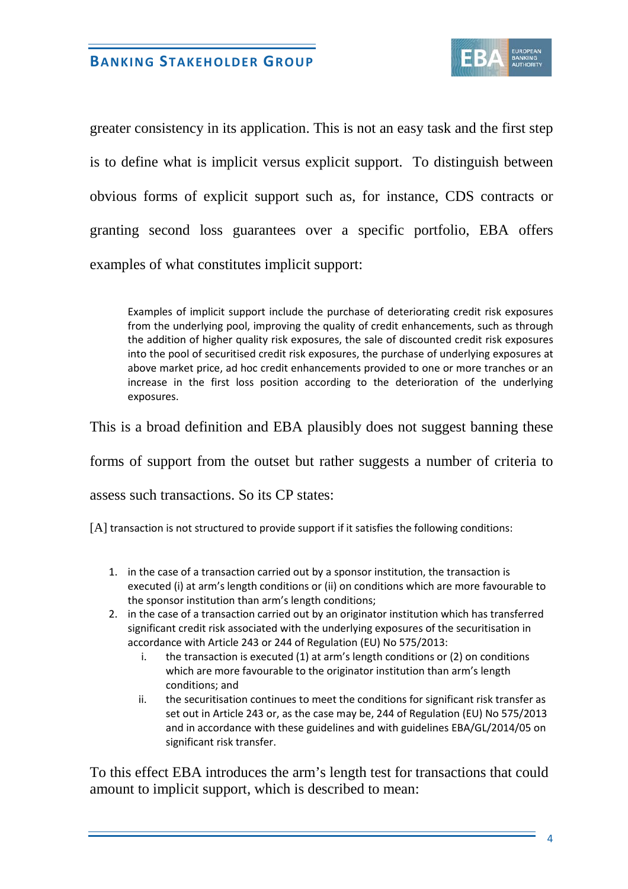greater consistency in its application. This is not an easy task and the first step is to define what is implicit versus explicit support. To distinguish between obvious forms of explicit support such as, for instance, CDS contracts or granting second loss guarantees over a specific portfolio, EBA offers examples of what constitutes implicit support:

> Examples of implicit support include the purchase of deteriorating credit risk exposures from the underlying pool, improving the quality of credit enhancements, such as through the addition of higher quality risk exposures, the sale of discounted credit risk exposures into the pool of securitised credit risk exposures, the purchase of underlying exposures at above market price, ad hoc credit enhancements provided to one or more tranches or an increase in the first loss position according to the deterioration of the underlying exposures.

This is a broad definition and EBA plausibly does not suggest banning these forms of support from the outset but rather suggests a number of criteria to assess such transactions. So its CP states:

[A] transaction is not structured to provide support if it satisfies the following conditions:

1. in the case of a transaction carried out by a sponsor institution, the transaction is executed (i) at arm's length conditions or (ii) on conditions which are more favourable to the sponsor institution than arm's length conditions;
2. in the case of a transaction carried out by an originator institution which has transferred significant credit risk associated with the underlying exposures of the securitisation in accordance with Article 243 or 244 of Regulation (EU) No 575/2013:
   i. the transaction is executed (1) at arm's length conditions or (2) on conditions which are more favourable to the originator institution than arm's length conditions; and
   ii. the securitisation continues to meet the conditions for significant risk transfer as set out in Article 243 or, as the case may be, 244 of Regulation (EU) No 575/2013 and in accordance with these guidelines and with guidelines EBA/GL/2014/05 on significant risk transfer.

To this effect EBA introduces the arm's length test for transactions that could amount to implicit support, which is described to mean: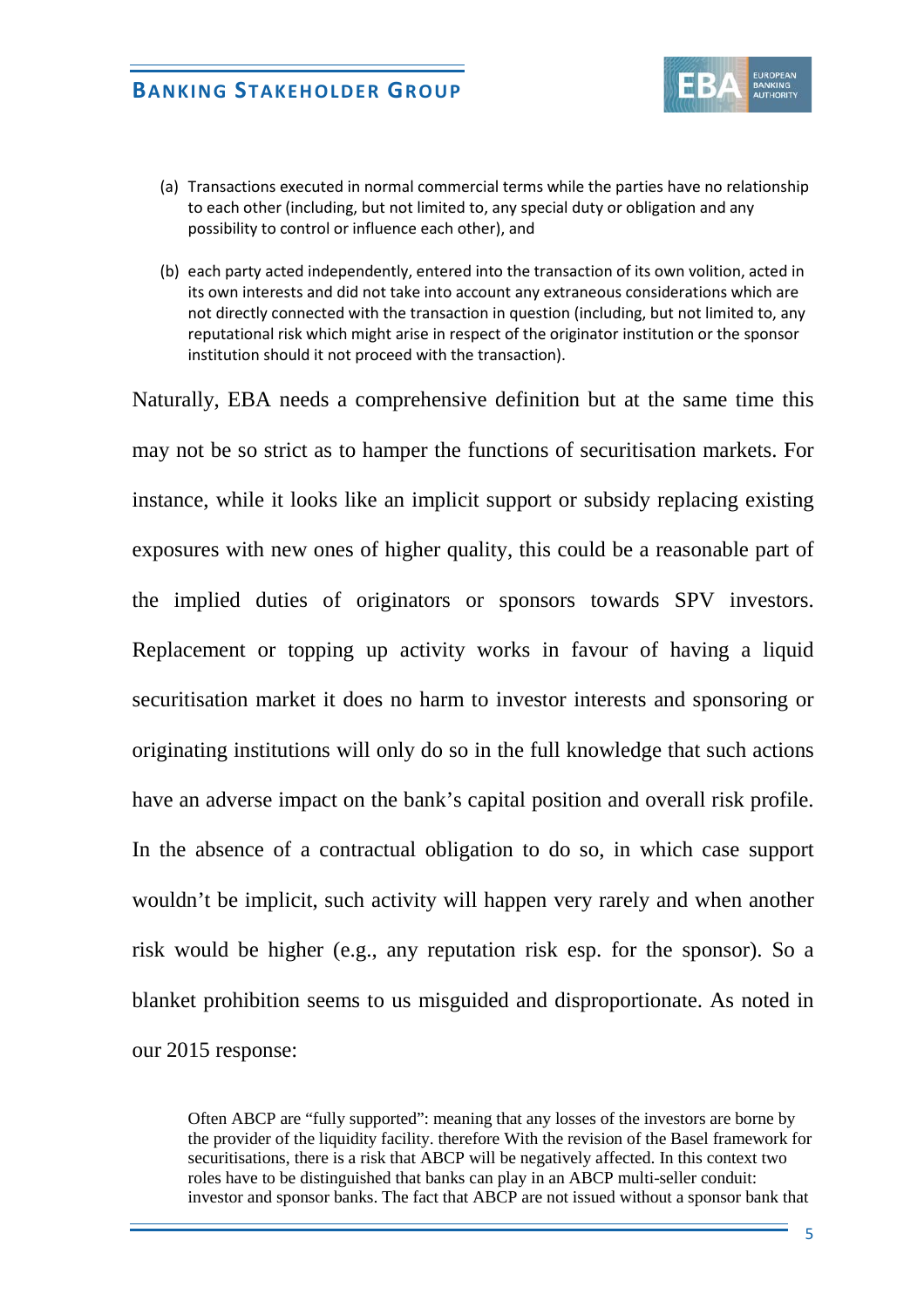(a) Transactions executed in normal commercial terms while the parties have no relationship to each other (including, but not limited to, any special duty or obligation and any possibility to control or influence each other), and

(b) each party acted independently, entered into the transaction of its own volition, acted in its own interests and did not take into account any extraneous considerations which are not directly connected with the transaction in question (including, but not limited to, any reputational risk which might arise in respect of the originator institution or the sponsor institution should it not proceed with the transaction).

Naturally, EBA needs a comprehensive definition but at the same time this may not be so strict as to hamper the functions of securitisation markets. For instance, while it looks like an implicit support or subsidy replacing existing exposures with new ones of higher quality, this could be a reasonable part of the implied duties of originators or sponsors towards SPV investors. Replacement or topping up activity works in favour of having a liquid securitisation market it does no harm to investor interests and sponsoring or originating institutions will only do so in the full knowledge that such actions have an adverse impact on the bank's capital position and overall risk profile. In the absence of a contractual obligation to do so, in which case support wouldn't be implicit, such activity will happen very rarely and when another risk would be higher (e.g., any reputation risk esp. for the sponsor). So a blanket prohibition seems to us misguided and disproportionate. As noted in our 2015 response:

> Often ABCP are "fully supported": meaning that any losses of the investors are borne by the provider of the liquidity facility. therefore With the revision of the Basel framework for securitisations, there is a risk that ABCP will be negatively affected. In this context two roles have to be distinguished that banks can play in an ABCP multi-seller conduit: investor and sponsor banks. The fact that ABCP are not issued without a sponsor bank that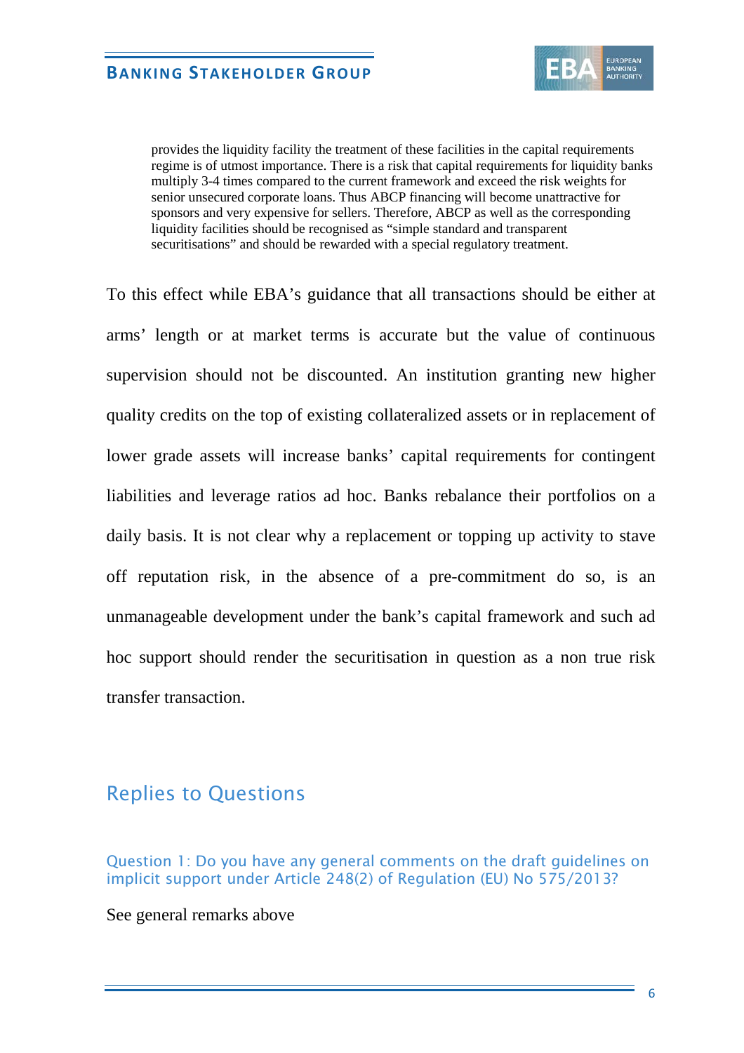> provides the liquidity facility the treatment of these facilities in the capital requirements regime is of utmost importance. There is a risk that capital requirements for liquidity banks multiply 3-4 times compared to the current framework and exceed the risk weights for senior unsecured corporate loans. Thus ABCP financing will become unattractive for sponsors and very expensive for sellers. Therefore, ABCP as well as the corresponding liquidity facilities should be recognised as "simple standard and transparent securitisations" and should be rewarded with a special regulatory treatment.

To this effect while EBA's guidance that all transactions should be either at arms' length or at market terms is accurate but the value of continuous supervision should not be discounted. An institution granting new higher quality credits on the top of existing collateralized assets or in replacement of lower grade assets will increase banks' capital requirements for contingent liabilities and leverage ratios ad hoc. Banks rebalance their portfolios on a daily basis. It is not clear why a replacement or topping up activity to stave off reputation risk, in the absence of a pre-commitment do so, is an unmanageable development under the bank's capital framework and such ad hoc support should render the securitisation in question as a non true risk transfer transaction.

## Replies to Questions

### Question 1: Do you have any general comments on the draft guidelines on implicit support under Article 248(2) of Regulation (EU) No 575/2013?

See general remarks above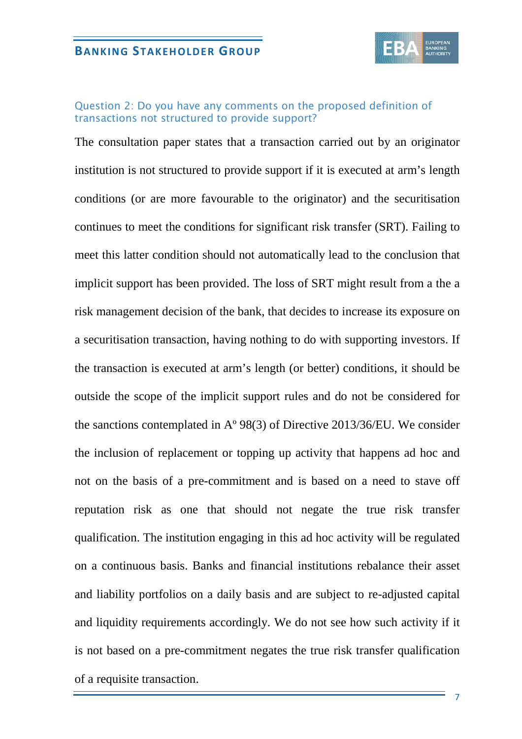### Question 2: Do you have any comments on the proposed definition of transactions not structured to provide support?

The consultation paper states that a transaction carried out by an originator institution is not structured to provide support if it is executed at arm's length conditions (or are more favourable to the originator) and the securitisation continues to meet the conditions for significant risk transfer (SRT). Failing to meet this latter condition should not automatically lead to the conclusion that implicit support has been provided. The loss of SRT might result from a the a risk management decision of the bank, that decides to increase its exposure on a securitisation transaction, having nothing to do with supporting investors. If the transaction is executed at arm's length (or better) conditions, it should be outside the scope of the implicit support rules and do not be considered for the sanctions contemplated in Aº 98(3) of Directive 2013/36/EU. We consider the inclusion of replacement or topping up activity that happens ad hoc and not on the basis of a pre-commitment and is based on a need to stave off reputation risk as one that should not negate the true risk transfer qualification. The institution engaging in this ad hoc activity will be regulated on a continuous basis. Banks and financial institutions rebalance their asset and liability portfolios on a daily basis and are subject to re-adjusted capital and liquidity requirements accordingly. We do not see how such activity if it is not based on a pre-commitment negates the true risk transfer qualification of a requisite transaction.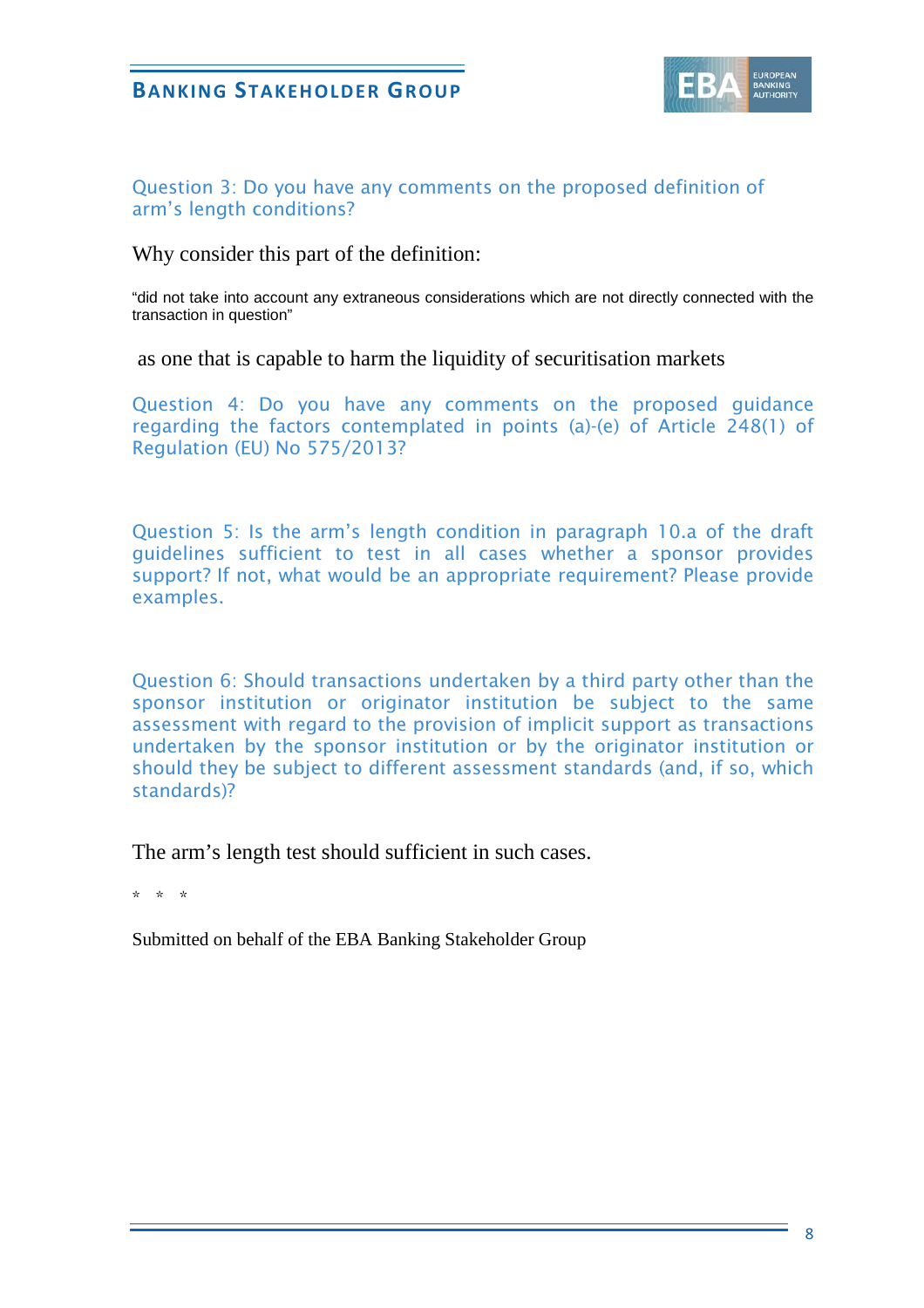Question 3: Do you have any comments on the proposed definition of arm's length conditions?

Why consider this part of the definition:

"did not take into account any extraneous considerations which are not directly connected with the transaction in question"

as one that is capable to harm the liquidity of securitisation markets

Question 4: Do you have any comments on the proposed guidance regarding the factors contemplated in points (a)-(e) of Article 248(1) of Regulation (EU) No 575/2013?

Question 5: Is the arm's length condition in paragraph 10.a of the draft guidelines sufficient to test in all cases whether a sponsor provides support? If not, what would be an appropriate requirement? Please provide examples.

Question 6: Should transactions undertaken by a third party other than the sponsor institution or originator institution be subject to the same assessment with regard to the provision of implicit support as transactions undertaken by the sponsor institution or by the originator institution or should they be subject to different assessment standards (and, if so, which standards)?

The arm's length test should sufficient in such cases.

\* \* \*

Submitted on behalf of the EBA Banking Stakeholder Group